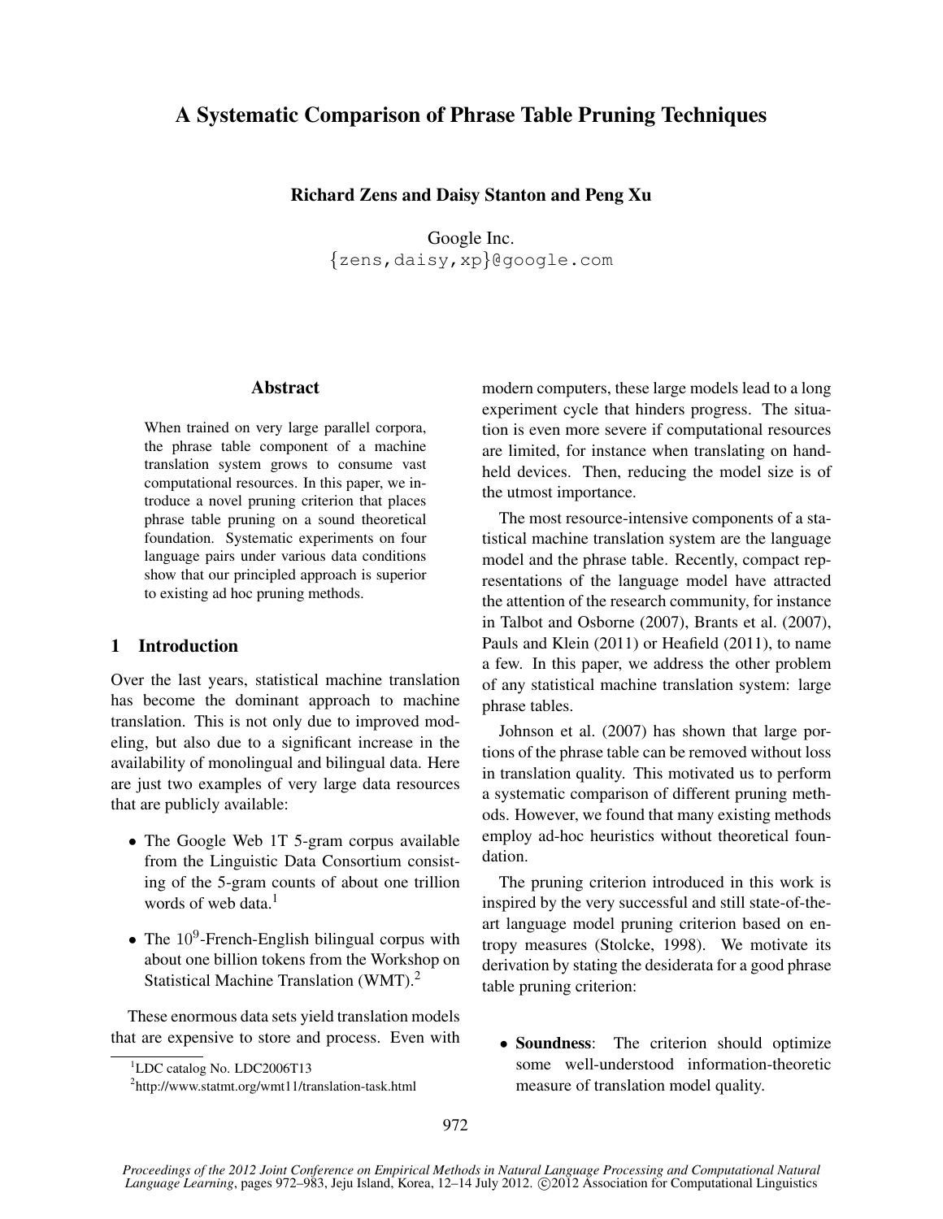# A Systematic Comparison of Phrase Table Pruning Techniques

**Richard Zens and Daisy Stanton and Peng Xu**

Google Inc.
{zens,daisy,xp}@google.com

## Abstract

When trained on very large parallel corpora, the phrase table component of a machine translation system grows to consume vast computational resources. In this paper, we introduce a novel pruning criterion that places phrase table pruning on a sound theoretical foundation. Systematic experiments on four language pairs under various data conditions show that our principled approach is superior to existing ad hoc pruning methods.

## 1 Introduction

Over the last years, statistical machine translation has become the dominant approach to machine translation. This is not only due to improved modeling, but also due to a significant increase in the availability of monolingual and bilingual data. Here are just two examples of very large data resources that are publicly available:

- The Google Web 1T 5-gram corpus available from the Linguistic Data Consortium consisting of the 5-gram counts of about one trillion words of web data.[1]
- The $10^9$-French-English bilingual corpus with about one billion tokens from the Workshop on Statistical Machine Translation (WMT).[2]

These enormous data sets yield translation models that are expensive to store and process. Even with modern computers, these large models lead to a long experiment cycle that hinders progress. The situation is even more severe if computational resources are limited, for instance when translating on handheld devices. Then, reducing the model size is of the utmost importance.

The most resource-intensive components of a statistical machine translation system are the language model and the phrase table. Recently, compact representations of the language model have attracted the attention of the research community, for instance in Talbot and Osborne (2007), Brants et al. (2007), Pauls and Klein (2011) or Heafield (2011), to name a few. In this paper, we address the other problem of any statistical machine translation system: large phrase tables.

Johnson et al. (2007) has shown that large portions of the phrase table can be removed without loss in translation quality. This motivated us to perform a systematic comparison of different pruning methods. However, we found that many existing methods employ ad-hoc heuristics without theoretical foundation.

The pruning criterion introduced in this work is inspired by the very successful and still state-of-the-art language model pruning criterion based on entropy measures (Stolcke, 1998). We motivate its derivation by stating the desiderata for a good phrase table pruning criterion:

- **Soundness**: The criterion should optimize some well-understood information-theoretic measure of translation model quality.

[1] LDC catalog No. LDC2006T13

[2] http://www.statmt.org/wmt11/translation-task.html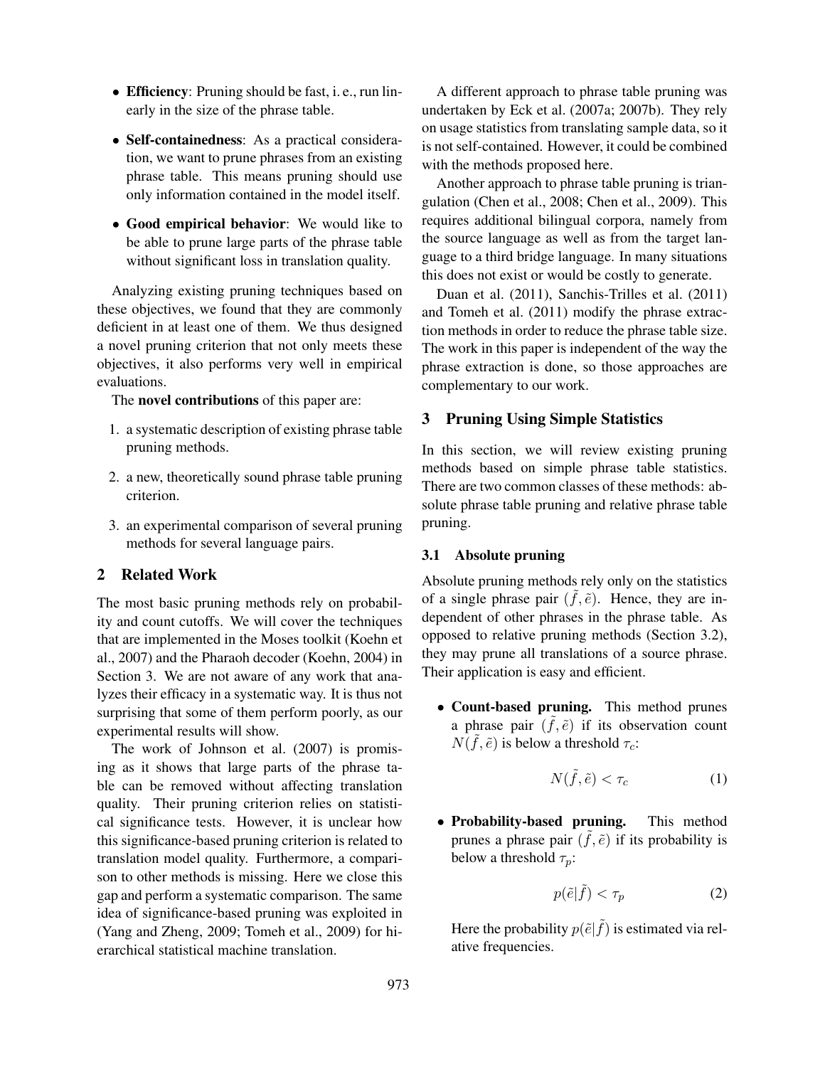- **Efficiency**: Pruning should be fast, i. e., run linearly in the size of the phrase table.
- **Self-containedness**: As a practical consideration, we want to prune phrases from an existing phrase table. This means pruning should use only information contained in the model itself.
- **Good empirical behavior**: We would like to be able to prune large parts of the phrase table without significant loss in translation quality.

Analyzing existing pruning techniques based on these objectives, we found that they are commonly deficient in at least one of them. We thus designed a novel pruning criterion that not only meets these objectives, it also performs very well in empirical evaluations.

The **novel contributions** of this paper are:

1. a systematic description of existing phrase table pruning methods.
2. a new, theoretically sound phrase table pruning criterion.
3. an experimental comparison of several pruning methods for several language pairs.

## 2 Related Work

The most basic pruning methods rely on probability and count cutoffs. We will cover the techniques that are implemented in the Moses toolkit (Koehn et al., 2007) and the Pharaoh decoder (Koehn, 2004) in Section 3. We are not aware of any work that analyzes their efficacy in a systematic way. It is thus not surprising that some of them perform poorly, as our experimental results will show.

The work of Johnson et al. (2007) is promising as it shows that large parts of the phrase table can be removed without affecting translation quality. Their pruning criterion relies on statistical significance tests. However, it is unclear how this significance-based pruning criterion is related to translation model quality. Furthermore, a comparison to other methods is missing. Here we close this gap and perform a systematic comparison. The same idea of significance-based pruning was exploited in (Yang and Zheng, 2009; Tomeh et al., 2009) for hierarchical statistical machine translation.

A different approach to phrase table pruning was undertaken by Eck et al. (2007a; 2007b). They rely on usage statistics from translating sample data, so it is not self-contained. However, it could be combined with the methods proposed here.

Another approach to phrase table pruning is triangulation (Chen et al., 2008; Chen et al., 2009). This requires additional bilingual corpora, namely from the source language as well as from the target language to a third bridge language. In many situations this does not exist or would be costly to generate.

Duan et al. (2011), Sanchis-Trilles et al. (2011) and Tomeh et al. (2011) modify the phrase extraction methods in order to reduce the phrase table size. The work in this paper is independent of the way the phrase extraction is done, so those approaches are complementary to our work.

## 3 Pruning Using Simple Statistics

In this section, we will review existing pruning methods based on simple phrase table statistics. There are two common classes of these methods: absolute phrase table pruning and relative phrase table pruning.

### 3.1 Absolute pruning

Absolute pruning methods rely only on the statistics of a single phrase pair $(\tilde{f}, \tilde{e})$. Hence, they are independent of other phrases in the phrase table. As opposed to relative pruning methods (Section 3.2), they may prune all translations of a source phrase. Their application is easy and efficient.

- **Count-based pruning.** This method prunes a phrase pair $(\tilde{f}, \tilde{e})$ if its observation count $N(\tilde{f}, \tilde{e})$ is below a threshold $\tau_c$:

$$N(\tilde{f}, \tilde{e}) < \tau_c \tag{1}$$

- **Probability-based pruning.** This method prunes a phrase pair $(\tilde{f}, \tilde{e})$ if its probability is below a threshold $\tau_p$:

$$p(\tilde{e}|\tilde{f}) < \tau_p \tag{2}$$

  Here the probability $p(\tilde{e}|\tilde{f})$ is estimated via relative frequencies.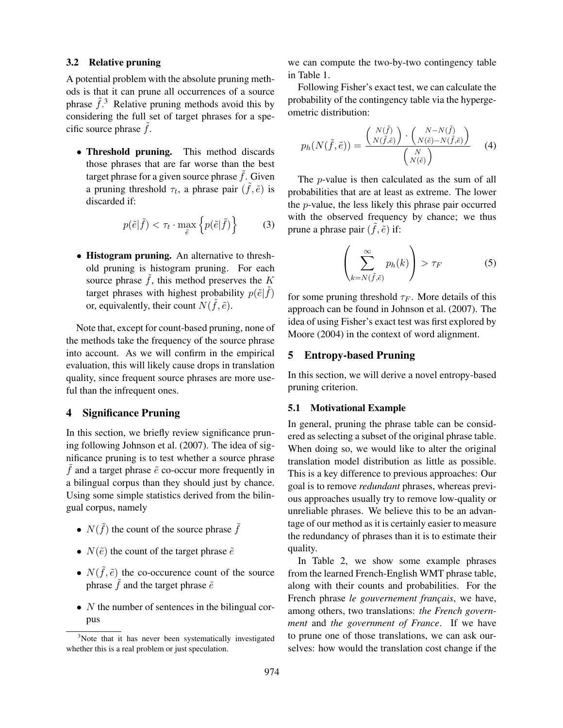### 3.2 Relative pruning

A potential problem with the absolute pruning methods is that it can prune all occurrences of a source phrase $\tilde{f}$.[3] Relative pruning methods avoid this by considering the full set of target phrases for a specific source phrase $\tilde{f}$.

- **Threshold pruning.** This method discards those phrases that are far worse than the best target phrase for a given source phrase $\tilde{f}$. Given a pruning threshold $\tau_t$, a phrase pair $(\tilde{f}, \tilde{e})$ is discarded if:

$$p(\tilde{e}|\tilde{f}) < \tau_t \cdot \max_{\tilde{e}} \left\{ p(\tilde{e}|\tilde{f}) \right\} \qquad (3)$$

- **Histogram pruning.** An alternative to threshold pruning is histogram pruning. For each source phrase $\tilde{f}$, this method preserves the $K$ target phrases with highest probability $p(\tilde{e}|\tilde{f})$ or, equivalently, their count $N(\tilde{f}, \tilde{e})$.

Note that, except for count-based pruning, none of the methods take the frequency of the source phrase into account. As we will confirm in the empirical evaluation, this will likely cause drops in translation quality, since frequent source phrases are more useful than the infrequent ones.

## 4 Significance Pruning

In this section, we briefly review significance pruning following Johnson et al. (2007). The idea of significance pruning is to test whether a source phrase $\tilde{f}$ and a target phrase $\tilde{e}$ co-occur more frequently in a bilingual corpus than they should just by chance. Using some simple statistics derived from the bilingual corpus, namely

- $N(\tilde{f})$ the count of the source phrase $\tilde{f}$
- $N(\tilde{e})$ the count of the target phrase $\tilde{e}$
- $N(\tilde{f}, \tilde{e})$ the co-occurence count of the source phrase $\tilde{f}$ and the target phrase $\tilde{e}$
- $N$ the number of sentences in the bilingual corpus

[3] Note that it has never been systematically investigated whether this is a real problem or just speculation.

we can compute the two-by-two contingency table in Table 1.

Following Fisher's exact test, we can calculate the probability of the contingency table via the hypergeometric distribution:

$$p_h(N(\tilde{f}, \tilde{e})) = \frac{\binom{N(\tilde{f})}{N(\tilde{f}, \tilde{e})} \cdot \binom{N - N(\tilde{f})}{N(\tilde{e}) - N(\tilde{f}, \tilde{e})}}{\binom{N}{N(\tilde{e})}} \qquad (4)$$

The $p$-value is then calculated as the sum of all probabilities that are at least as extreme. The lower the $p$-value, the less likely this phrase pair occurred with the observed frequency by chance; we thus prune a phrase pair $(\tilde{f}, \tilde{e})$ if:

$$\left( \sum_{k=N(\tilde{f}, \tilde{e})}^{\infty} p_h(k) \right) > \tau_F \qquad (5)$$

for some pruning threshold $\tau_F$. More details of this approach can be found in Johnson et al. (2007). The idea of using Fisher's exact test was first explored by Moore (2004) in the context of word alignment.

## 5 Entropy-based Pruning

In this section, we will derive a novel entropy-based pruning criterion.

### 5.1 Motivational Example

In general, pruning the phrase table can be considered as selecting a subset of the original phrase table. When doing so, we would like to alter the original translation model distribution as little as possible. This is a key difference to previous approaches: Our goal is to remove *redundant* phrases, whereas previous approaches usually try to remove low-quality or unreliable phrases. We believe this to be an advantage of our method as it is certainly easier to measure the redundancy of phrases than it is to estimate their quality.

In Table 2, we show some example phrases from the learned French-English WMT phrase table, along with their counts and probabilities. For the French phrase *le gouvernement français*, we have, among others, two translations: *the French government* and *the government of France*. If we have to prune one of those translations, we can ask ourselves: how would the translation cost change if the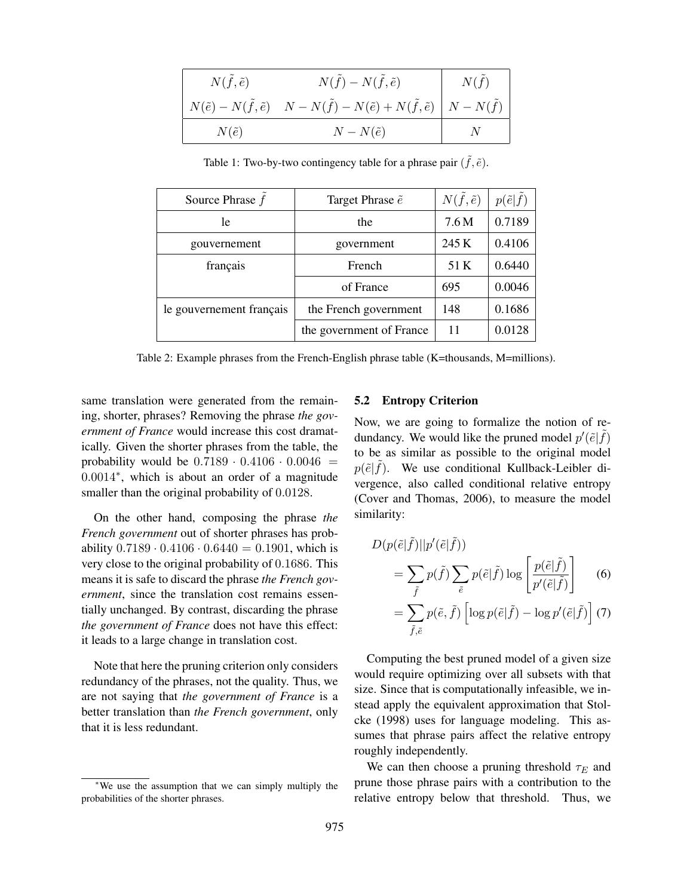| $N(\tilde{f}, \tilde{e})$ | $N(\tilde{f}) - N(\tilde{f}, \tilde{e})$ | $N(\tilde{f})$ |
|---|---|---|
| $N(\tilde{e}) - N(\tilde{f}, \tilde{e})$ | $N - N(\tilde{f}) - N(\tilde{e}) + N(\tilde{f}, \tilde{e})$ | $N - N(\tilde{f})$ |
| $N(\tilde{e})$ | $N - N(\tilde{e})$ | $N$ |

Table 1: Two-by-two contingency table for a phrase pair $(\tilde{f}, \tilde{e})$.

| Source Phrase $\tilde{f}$ | Target Phrase $\tilde{e}$ | $N(\tilde{f}, \tilde{e})$ | $p(\tilde{e}\|\tilde{f})$ |
|---|---|---|---|
| le | the | 7.6 M | 0.7189 |
| gouvernement | government | 245 K | 0.4106 |
| français | French | 51 K | 0.6440 |
| | of France | 695 | 0.0046 |
| le gouvernement français | the French government | 148 | 0.1686 |
| | the government of France | 11 | 0.0128 |

Table 2: Example phrases from the French-English phrase table (K=thousands, M=millions).

same translation were generated from the remaining, shorter, phrases? Removing the phrase *the government of France* would increase this cost dramatically. Given the shorter phrases from the table, the probability would be $0.7189 \cdot 0.4106 \cdot 0.0046 = 0.0014^{*}$, which is about an order of a magnitude smaller than the original probability of $0.0128$.

On the other hand, composing the phrase *the French government* out of shorter phrases has probability $0.7189 \cdot 0.4106 \cdot 0.6440 = 0.1901$, which is very close to the original probability of $0.1686$. This means it is safe to discard the phrase *the French government*, since the translation cost remains essentially unchanged. By contrast, discarding the phrase *the government of France* does not have this effect: it leads to a large change in translation cost.

Note that here the pruning criterion only considers redundancy of the phrases, not the quality. Thus, we are not saying that *the government of France* is a better translation than *the French government*, only that it is less redundant.

*We use the assumption that we can simply multiply the probabilities of the shorter phrases.

### 5.2 Entropy Criterion

Now, we are going to formalize the notion of redundancy. We would like the pruned model $p'(\tilde{e}|\tilde{f})$ to be as similar as possible to the original model $p(\tilde{e}|\tilde{f})$. We use conditional Kullback-Leibler divergence, also called conditional relative entropy (Cover and Thomas, 2006), to measure the model similarity:

$$
\begin{aligned}
D(p(\tilde{e}|\tilde{f})||p'(\tilde{e}|\tilde{f})) \\
&= \sum_{\tilde{f}} p(\tilde{f}) \sum_{\tilde{e}} p(\tilde{e}|\tilde{f}) \log \left[ \frac{p(\tilde{e}|\tilde{f})}{p'(\tilde{e}|\tilde{f})} \right] \quad (6) \\
&= \sum_{\tilde{f},\tilde{e}} p(\tilde{e}, \tilde{f}) \left[ \log p(\tilde{e}|\tilde{f}) - \log p'(\tilde{e}|\tilde{f}) \right] \quad (7)
\end{aligned}
$$

Computing the best pruned model of a given size would require optimizing over all subsets with that size. Since that is computationally infeasible, we instead apply the equivalent approximation that Stolcke (1998) uses for language modeling. This assumes that phrase pairs affect the relative entropy roughly independently.

We can then choose a pruning threshold $\tau_E$ and prune those phrase pairs with a contribution to the relative entropy below that threshold. Thus, we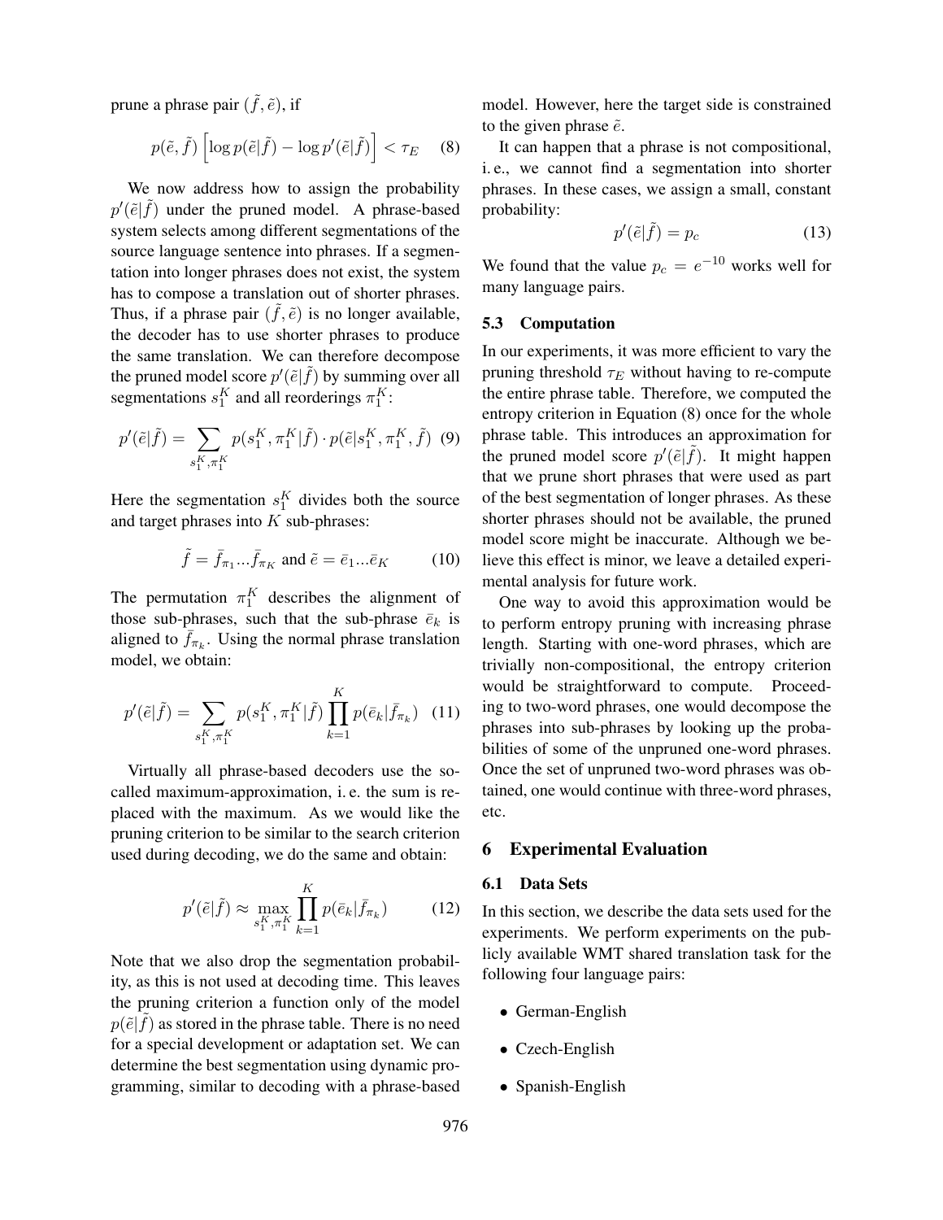prune a phrase pair $(\tilde{f}, \tilde{e})$, if

$$p(\tilde{e}, \tilde{f}) \left[ \log p(\tilde{e}|\tilde{f}) - \log p'(\tilde{e}|\tilde{f}) \right] < \tau_E \quad (8)$$

We now address how to assign the probability $p'(\tilde{e}|\tilde{f})$ under the pruned model. A phrase-based system selects among different segmentations of the source language sentence into phrases. If a segmentation into longer phrases does not exist, the system has to compose a translation out of shorter phrases. Thus, if a phrase pair $(\tilde{f}, \tilde{e})$ is no longer available, the decoder has to use shorter phrases to produce the same translation. We can therefore decompose the pruned model score $p'(\tilde{e}|\tilde{f})$ by summing over all segmentations $s_1^K$ and all reorderings $\pi_1^K$:

$$p'(\tilde{e}|\tilde{f}) = \sum_{s_1^K, \pi_1^K} p(s_1^K, \pi_1^K|\tilde{f}) \cdot p(\tilde{e}|s_1^K, \pi_1^K, \tilde{f}) \quad (9)$$

Here the segmentation $s_1^K$ divides both the source and target phrases into $K$ sub-phrases:

$$\tilde{f} = \bar{f}_{\pi_1} ... \bar{f}_{\pi_K} \text{ and } \tilde{e} = \bar{e}_1 ... \bar{e}_K \quad (10)$$

The permutation $\pi_1^K$ describes the alignment of those sub-phrases, such that the sub-phrase $\bar{e}_k$ is aligned to $\bar{f}_{\pi_k}$. Using the normal phrase translation model, we obtain:

$$p'(\tilde{e}|\tilde{f}) = \sum_{s_1^K, \pi_1^K} p(s_1^K, \pi_1^K|\tilde{f}) \prod_{k=1}^{K} p(\bar{e}_k|\bar{f}_{\pi_k}) \quad (11)$$

Virtually all phrase-based decoders use the so-called maximum-approximation, i. e. the sum is replaced with the maximum. As we would like the pruning criterion to be similar to the search criterion used during decoding, we do the same and obtain:

$$p'(\tilde{e}|\tilde{f}) \approx \max_{s_1^K, \pi_1^K} \prod_{k=1}^{K} p(\bar{e}_k|\bar{f}_{\pi_k}) \quad (12)$$

Note that we also drop the segmentation probability, as this is not used at decoding time. This leaves the pruning criterion a function only of the model $p(\tilde{e}|\tilde{f})$ as stored in the phrase table. There is no need for a special development or adaptation set. We can determine the best segmentation using dynamic programming, similar to decoding with a phrase-based model. However, here the target side is constrained to the given phrase $\tilde{e}$.

It can happen that a phrase is not compositional, i. e., we cannot find a segmentation into shorter phrases. In these cases, we assign a small, constant probability:

$$p'(\tilde{e}|\tilde{f}) = p_c \quad (13)$$

We found that the value $p_c = e^{-10}$ works well for many language pairs.

### 5.3 Computation

In our experiments, it was more efficient to vary the pruning threshold $\tau_E$ without having to re-compute the entire phrase table. Therefore, we computed the entropy criterion in Equation (8) once for the whole phrase table. This introduces an approximation for the pruned model score $p'(\tilde{e}|\tilde{f})$. It might happen that we prune short phrases that were used as part of the best segmentation of longer phrases. As these shorter phrases should not be available, the pruned model score might be inaccurate. Although we believe this effect is minor, we leave a detailed experimental analysis for future work.

One way to avoid this approximation would be to perform entropy pruning with increasing phrase length. Starting with one-word phrases, which are trivially non-compositional, the entropy criterion would be straightforward to compute. Proceeding to two-word phrases, one would decompose the phrases into sub-phrases by looking up the probabilities of some of the unpruned one-word phrases. Once the set of unpruned two-word phrases was obtained, one would continue with three-word phrases, etc.

## 6 Experimental Evaluation

### 6.1 Data Sets

In this section, we describe the data sets used for the experiments. We perform experiments on the publicly available WMT shared translation task for the following four language pairs:

- German-English
- Czech-English
- Spanish-English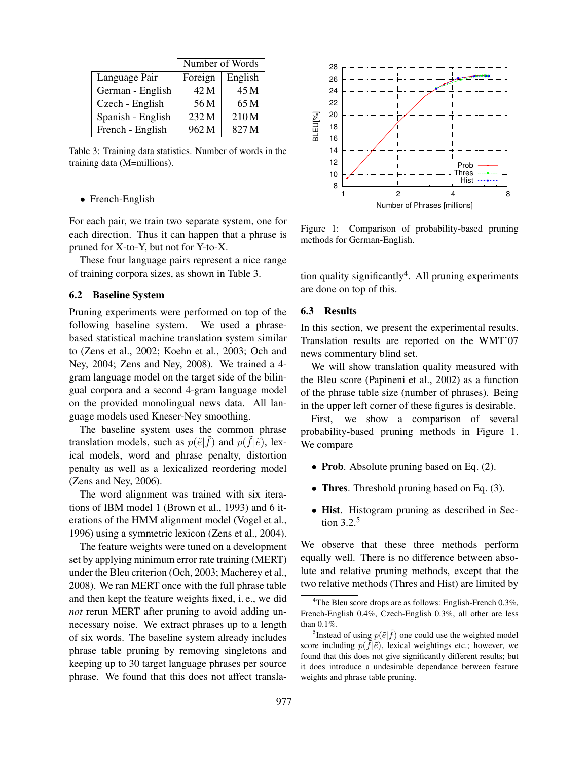| | Number of Words | |
|---|---|---|
| Language Pair | Foreign | English |
| German - English | 42 M | 45 M |
| Czech - English | 56 M | 65 M |
| Spanish - English | 232 M | 210 M |
| French - English | 962 M | 827 M |

Table 3: Training data statistics. Number of words in the training data (M=millions).

- French-English

For each pair, we train two separate system, one for each direction. Thus it can happen that a phrase is pruned for X-to-Y, but not for Y-to-X.

These four language pairs represent a nice range of training corpora sizes, as shown in Table 3.

### 6.2 Baseline System

Pruning experiments were performed on top of the following baseline system. We used a phrase-based statistical machine translation system similar to (Zens et al., 2002; Koehn et al., 2003; Och and Ney, 2004; Zens and Ney, 2008). We trained a 4-gram language model on the target side of the bilingual corpora and a second 4-gram language model on the provided monolingual news data. All language models used Kneser-Ney smoothing.

The baseline system uses the common phrase translation models, such as $p(\tilde{e}|\tilde{f})$ and $p(\tilde{f}|\tilde{e})$, lexical models, word and phrase penalty, distortion penalty as well as a lexicalized reordering model (Zens and Ney, 2006).

The word alignment was trained with six iterations of IBM model 1 (Brown et al., 1993) and 6 iterations of the HMM alignment model (Vogel et al., 1996) using a symmetric lexicon (Zens et al., 2004).

The feature weights were tuned on a development set by applying minimum error rate training (MERT) under the Bleu criterion (Och, 2003; Macherey et al., 2008). We ran MERT once with the full phrase table and then kept the feature weights fixed, i. e., we did *not* rerun MERT after pruning to avoid adding unnecessary noise. We extract phrases up to a length of six words. The baseline system already includes phrase table pruning by removing singletons and keeping up to 30 target language phrases per source phrase. We found that this does not affect translation quality significantly[4]. All pruning experiments are done on top of this.

Figure 1: Comparison of probability-based pruning methods for German-English.

### 6.3 Results

In this section, we present the experimental results. Translation results are reported on the WMT'07 news commentary blind set.

We will show translation quality measured with the Bleu score (Papineni et al., 2002) as a function of the phrase table size (number of phrases). Being in the upper left corner of these figures is desirable.

First, we show a comparison of several probability-based pruning methods in Figure 1. We compare

- **Prob**. Absolute pruning based on Eq. (2).
- **Thres**. Threshold pruning based on Eq. (3).
- **Hist**. Histogram pruning as described in Section 3.2.[5]

We observe that these three methods perform equally well. There is no difference between absolute and relative pruning methods, except that the two relative methods (Thres and Hist) are limited by

[4]The Bleu score drops are as follows: English-French 0.3%, French-English 0.4%, Czech-English 0.3%, all other are less than 0.1%.

[5]Instead of using $p(\tilde{e}|\tilde{f})$ one could use the weighted model score including $p(\tilde{f}|\tilde{e})$, lexical weightings etc.; however, we found that this does not give significantly different results; but it does introduce a undesirable dependance between feature weights and phrase table pruning.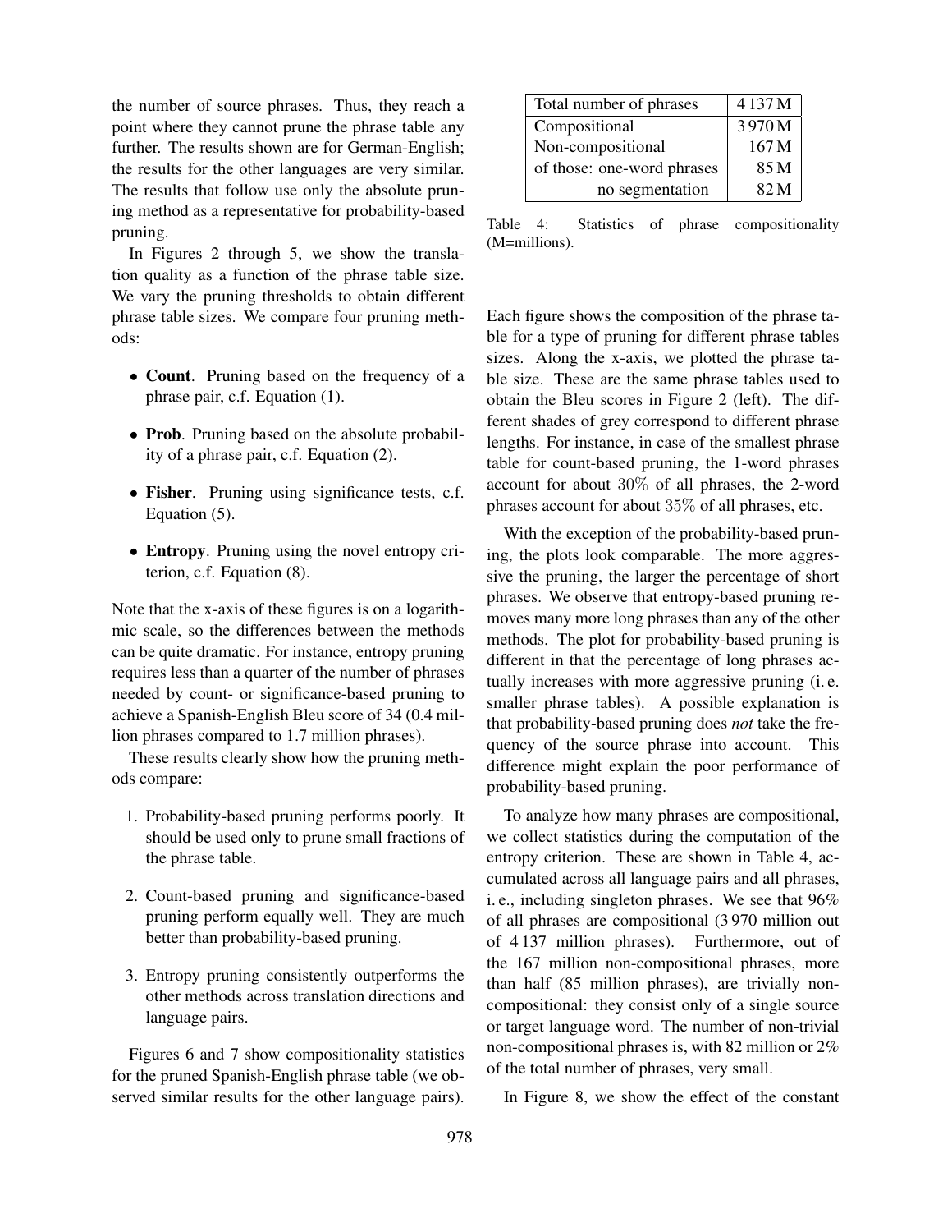the number of source phrases. Thus, they reach a point where they cannot prune the phrase table any further. The results shown are for German-English; the results for the other languages are very similar. The results that follow use only the absolute pruning method as a representative for probability-based pruning.

In Figures 2 through 5, we show the translation quality as a function of the phrase table size. We vary the pruning thresholds to obtain different phrase table sizes. We compare four pruning methods:

- **Count**. Pruning based on the frequency of a phrase pair, c.f. Equation (1).
- **Prob**. Pruning based on the absolute probability of a phrase pair, c.f. Equation (2).
- **Fisher**. Pruning using significance tests, c.f. Equation (5).
- **Entropy**. Pruning using the novel entropy criterion, c.f. Equation (8).

Note that the x-axis of these figures is on a logarithmic scale, so the differences between the methods can be quite dramatic. For instance, entropy pruning requires less than a quarter of the number of phrases needed by count- or significance-based pruning to achieve a Spanish-English Bleu score of 34 (0.4 million phrases compared to 1.7 million phrases).

These results clearly show how the pruning methods compare:

1. Probability-based pruning performs poorly. It should be used only to prune small fractions of the phrase table.
2. Count-based pruning and significance-based pruning perform equally well. They are much better than probability-based pruning.
3. Entropy pruning consistently outperforms the other methods across translation directions and language pairs.

Figures 6 and 7 show compositionality statistics for the pruned Spanish-English phrase table (we observed similar results for the other language pairs).

| Total number of phrases | 4 137 M |
|---|---|
| Compositional | 3 970 M |
| Non-compositional | 167 M |
| of those: one-word phrases | 85 M |
| no segmentation | 82 M |

Table 4: Statistics of phrase compositionality (M=millions).

Each figure shows the composition of the phrase table for a type of pruning for different phrase tables sizes. Along the x-axis, we plotted the phrase table size. These are the same phrase tables used to obtain the Bleu scores in Figure 2 (left). The different shades of grey correspond to different phrase lengths. For instance, in case of the smallest phrase table for count-based pruning, the 1-word phrases account for about $30\%$ of all phrases, the 2-word phrases account for about $35\%$ of all phrases, etc.

With the exception of the probability-based pruning, the plots look comparable. The more aggressive the pruning, the larger the percentage of short phrases. We observe that entropy-based pruning removes many more long phrases than any of the other methods. The plot for probability-based pruning is different in that the percentage of long phrases actually increases with more aggressive pruning (i. e. smaller phrase tables). A possible explanation is that probability-based pruning does *not* take the frequency of the source phrase into account. This difference might explain the poor performance of probability-based pruning.

To analyze how many phrases are compositional, we collect statistics during the computation of the entropy criterion. These are shown in Table 4, accumulated across all language pairs and all phrases, i. e., including singleton phrases. We see that 96% of all phrases are compositional (3 970 million out of 4 137 million phrases). Furthermore, out of the 167 million non-compositional phrases, more than half (85 million phrases), are trivially non-compositional: they consist only of a single source or target language word. The number of non-trivial non-compositional phrases is, with 82 million or 2% of the total number of phrases, very small.

In Figure 8, we show the effect of the constant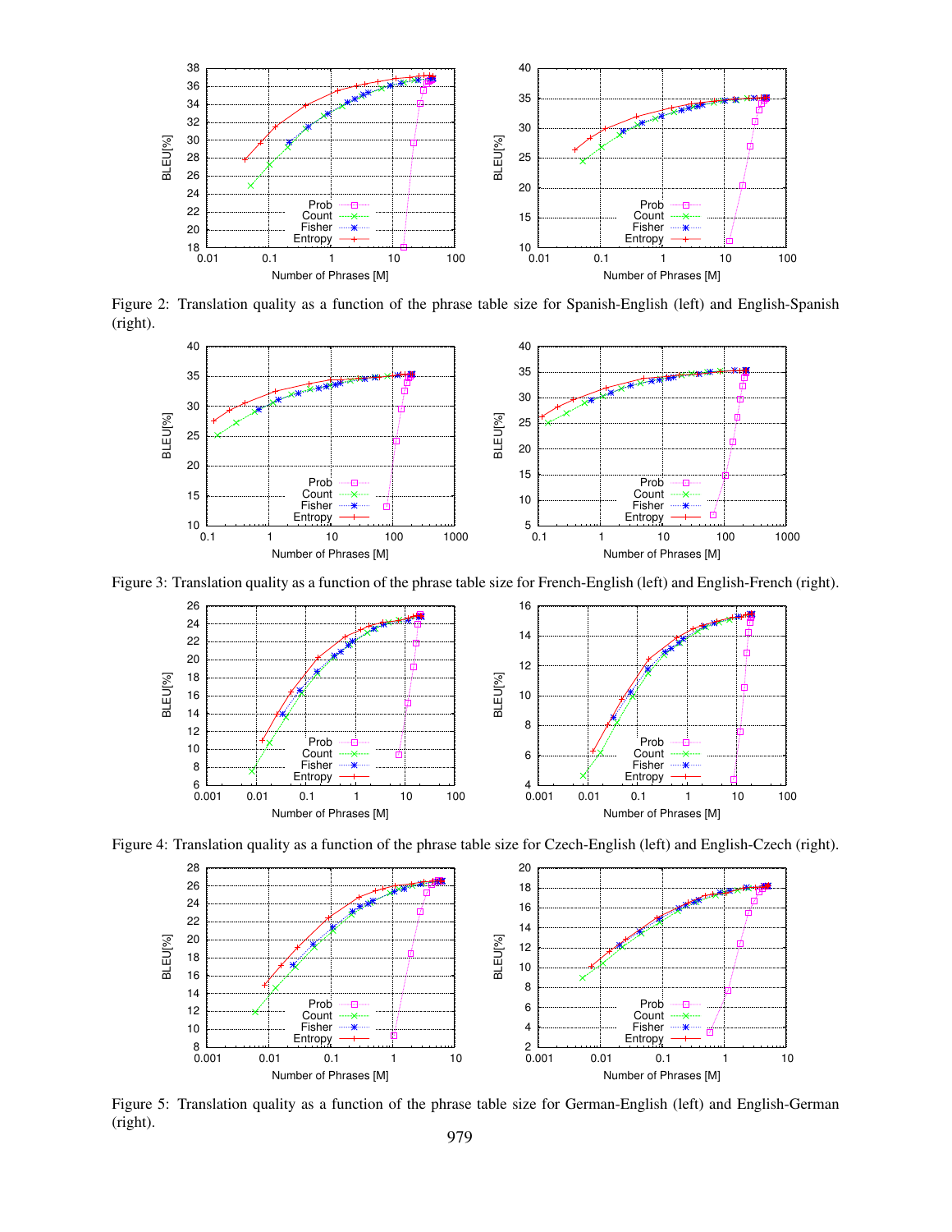Figure 2: Translation quality as a function of the phrase table size for Spanish-English (left) and English-Spanish (right).

Figure 3: Translation quality as a function of the phrase table size for French-English (left) and English-French (right).

Figure 4: Translation quality as a function of the phrase table size for Czech-English (left) and English-Czech (right).

Figure 5: Translation quality as a function of the phrase table size for German-English (left) and English-German (right).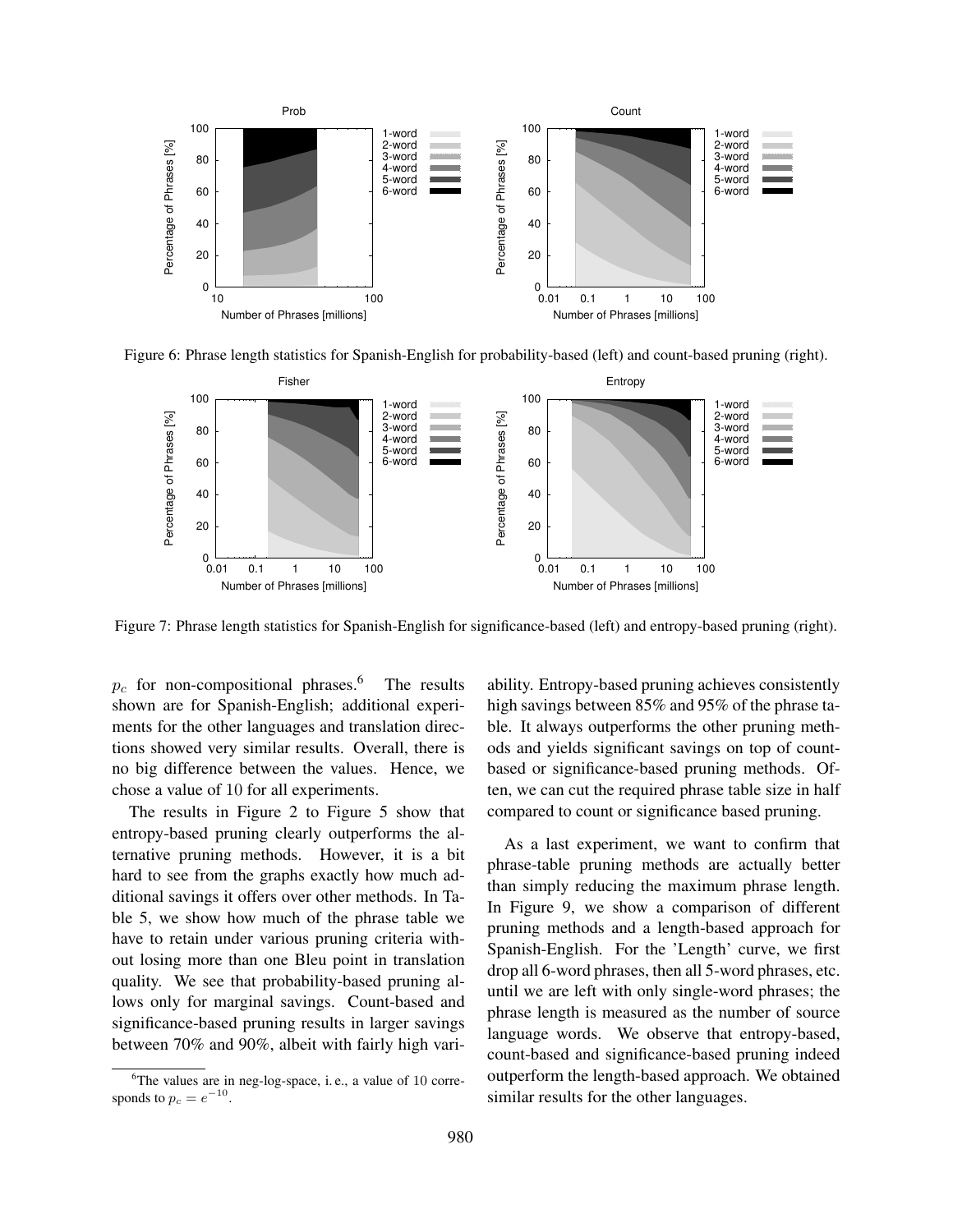Figure 6: Phrase length statistics for Spanish-English for probability-based (left) and count-based pruning (right).

Figure 7: Phrase length statistics for Spanish-English for significance-based (left) and entropy-based pruning (right).

$p_c$ for non-compositional phrases.[6] The results shown are for Spanish-English; additional experiments for the other languages and translation directions showed very similar results. Overall, there is no big difference between the values. Hence, we chose a value of 10 for all experiments.

The results in Figure 2 to Figure 5 show that entropy-based pruning clearly outperforms the alternative pruning methods. However, it is a bit hard to see from the graphs exactly how much additional savings it offers over other methods. In Table 5, we show how much of the phrase table we have to retain under various pruning criteria without losing more than one Bleu point in translation quality. We see that probability-based pruning allows only for marginal savings. Count-based and significance-based pruning results in larger savings between 70% and 90%, albeit with fairly high variability. Entropy-based pruning achieves consistently high savings between 85% and 95% of the phrase table. It always outperforms the other pruning methods and yields significant savings on top of count-based or significance-based pruning methods. Often, we can cut the required phrase table size in half compared to count or significance based pruning.

As a last experiment, we want to confirm that phrase-table pruning methods are actually better than simply reducing the maximum phrase length. In Figure 9, we show a comparison of different pruning methods and a length-based approach for Spanish-English. For the 'Length' curve, we first drop all 6-word phrases, then all 5-word phrases, etc. until we are left with only single-word phrases; the phrase length is measured as the number of source language words. We observe that entropy-based, count-based and significance-based pruning indeed outperform the length-based approach. We obtained similar results for the other languages.

[6] The values are in neg-log-space, i. e., a value of 10 corresponds to $p_c = e^{-10}$.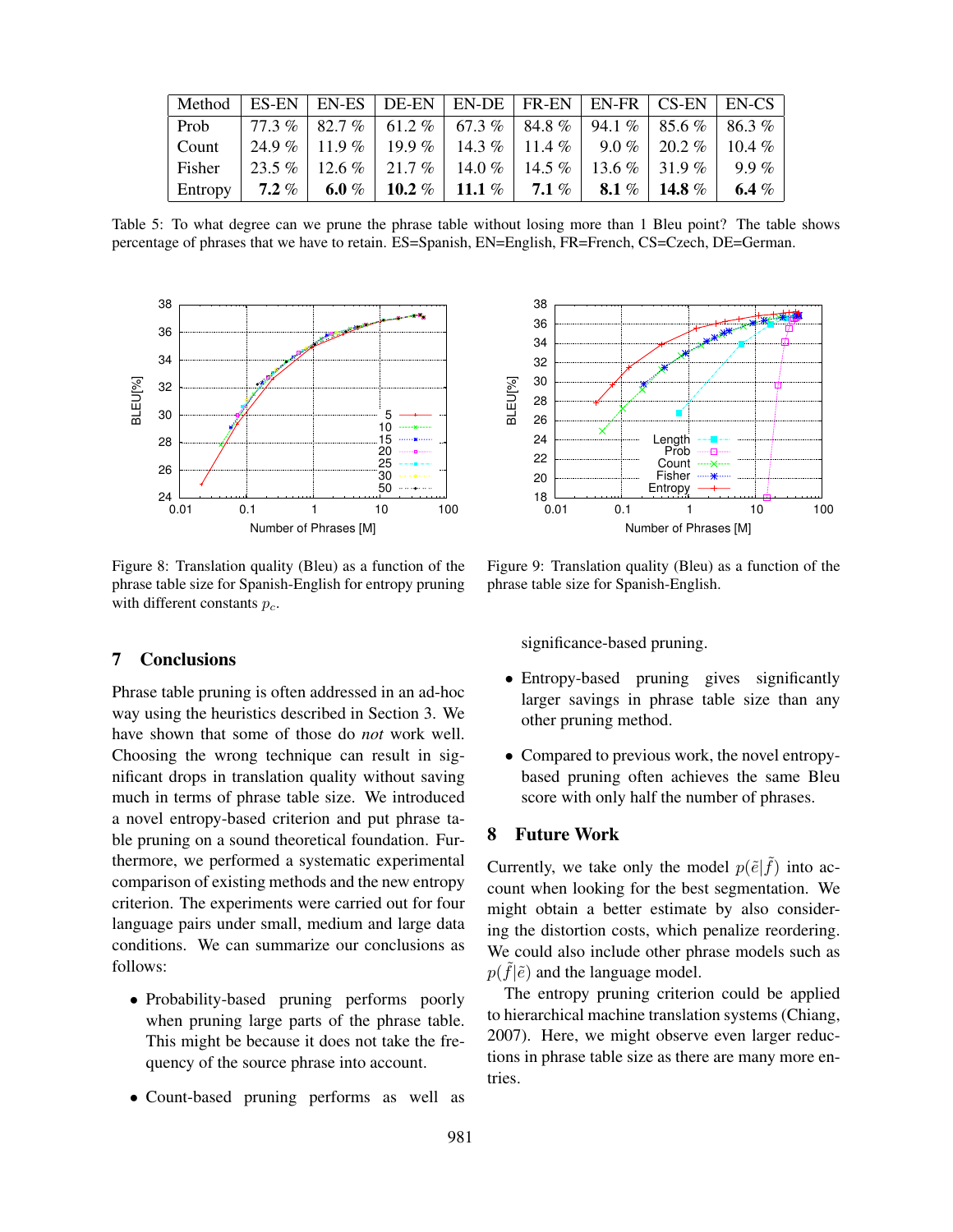| Method | ES-EN | EN-ES | DE-EN | EN-DE | FR-EN | EN-FR | CS-EN | EN-CS |
|---|---|---|---|---|---|---|---|---|
| Prob | 77.3 % | 82.7 % | 61.2 % | 67.3 % | 84.8 % | 94.1 % | 85.6 % | 86.3 % |
| Count | 24.9 % | 11.9 % | 19.9 % | 14.3 % | 11.4 % | 9.0 % | 20.2 % | 10.4 % |
| Fisher | 23.5 % | 12.6 % | 21.7 % | 14.0 % | 14.5 % | 13.6 % | 31.9 % | 9.9 % |
| Entropy | **7.2** % | **6.0** % | **10.2** % | **11.1** % | **7.1** % | **8.1** % | **14.8** % | **6.4** % |

Table 5: To what degree can we prune the phrase table without losing more than 1 Bleu point? The table shows percentage of phrases that we have to retain. ES=Spanish, EN=English, FR=French, CS=Czech, DE=German.

Figure 8: Translation quality (Bleu) as a function of the phrase table size for Spanish-English for entropy pruning with different constants $p_c$.

Figure 9: Translation quality (Bleu) as a function of the phrase table size for Spanish-English.

## 7 Conclusions

Phrase table pruning is often addressed in an ad-hoc way using the heuristics described in Section 3. We have shown that some of those do *not* work well. Choosing the wrong technique can result in significant drops in translation quality without saving much in terms of phrase table size. We introduced a novel entropy-based criterion and put phrase table pruning on a sound theoretical foundation. Furthermore, we performed a systematic experimental comparison of existing methods and the new entropy criterion. The experiments were carried out for four language pairs under small, medium and large data conditions. We can summarize our conclusions as follows:

- Probability-based pruning performs poorly when pruning large parts of the phrase table. This might be because it does not take the frequency of the source phrase into account.
- Count-based pruning performs as well as significance-based pruning.
- Entropy-based pruning gives significantly larger savings in phrase table size than any other pruning method.
- Compared to previous work, the novel entropy-based pruning often achieves the same Bleu score with only half the number of phrases.

## 8 Future Work

Currently, we take only the model $p(\tilde{e}|\tilde{f})$ into account when looking for the best segmentation. We might obtain a better estimate by also considering the distortion costs, which penalize reordering. We could also include other phrase models such as $p(\tilde{f}|\tilde{e})$ and the language model.

The entropy pruning criterion could be applied to hierarchical machine translation systems (Chiang, 2007). Here, we might observe even larger reductions in phrase table size as there are many more entries.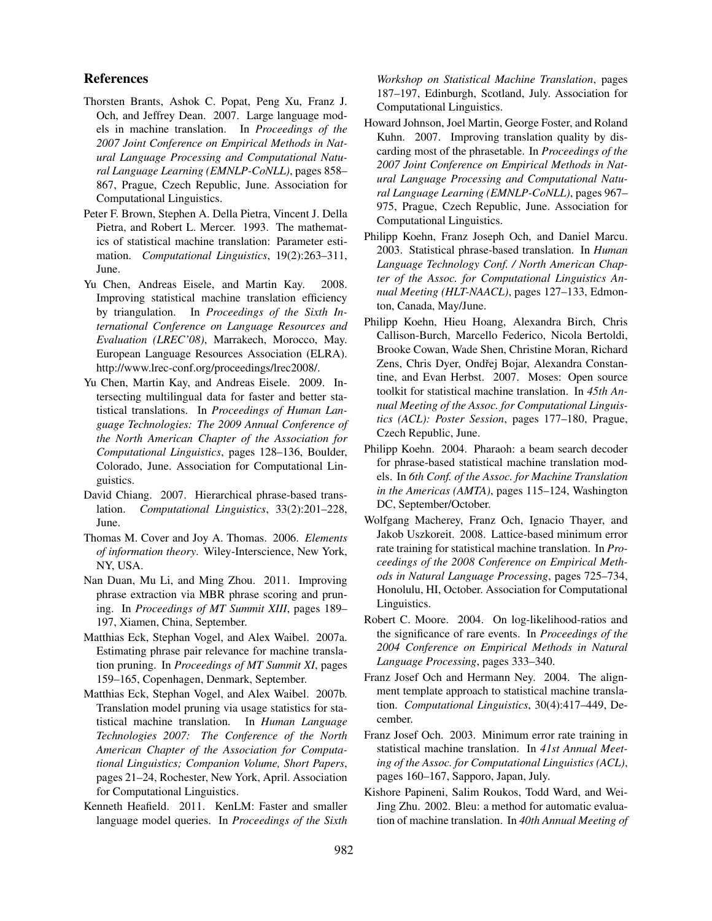## References

Thorsten Brants, Ashok C. Popat, Peng Xu, Franz J. Och, and Jeffrey Dean. 2007. Large language models in machine translation. In *Proceedings of the 2007 Joint Conference on Empirical Methods in Natural Language Processing and Computational Natural Language Learning (EMNLP-CoNLL)*, pages 858–867, Prague, Czech Republic, June. Association for Computational Linguistics.

Peter F. Brown, Stephen A. Della Pietra, Vincent J. Della Pietra, and Robert L. Mercer. 1993. The mathematics of statistical machine translation: Parameter estimation. *Computational Linguistics*, 19(2):263–311, June.

Yu Chen, Andreas Eisele, and Martin Kay. 2008. Improving statistical machine translation efficiency by triangulation. In *Proceedings of the Sixth International Conference on Language Resources and Evaluation (LREC'08)*, Marrakech, Morocco, May. European Language Resources Association (ELRA). http://www.lrec-conf.org/proceedings/lrec2008/.

Yu Chen, Martin Kay, and Andreas Eisele. 2009. Intersecting multilingual data for faster and better statistical translations. In *Proceedings of Human Language Technologies: The 2009 Annual Conference of the North American Chapter of the Association for Computational Linguistics*, pages 128–136, Boulder, Colorado, June. Association for Computational Linguistics.

David Chiang. 2007. Hierarchical phrase-based translation. *Computational Linguistics*, 33(2):201–228, June.

Thomas M. Cover and Joy A. Thomas. 2006. *Elements of information theory*. Wiley-Interscience, New York, NY, USA.

Nan Duan, Mu Li, and Ming Zhou. 2011. Improving phrase extraction via MBR phrase scoring and pruning. In *Proceedings of MT Summit XIII*, pages 189–197, Xiamen, China, September.

Matthias Eck, Stephan Vogel, and Alex Waibel. 2007a. Estimating phrase pair relevance for machine translation pruning. In *Proceedings of MT Summit XI*, pages 159–165, Copenhagen, Denmark, September.

Matthias Eck, Stephan Vogel, and Alex Waibel. 2007b. Translation model pruning via usage statistics for statistical machine translation. In *Human Language Technologies 2007: The Conference of the North American Chapter of the Association for Computational Linguistics; Companion Volume, Short Papers*, pages 21–24, Rochester, New York, April. Association for Computational Linguistics.

Kenneth Heafield. 2011. KenLM: Faster and smaller language model queries. In *Proceedings of the Sixth Workshop on Statistical Machine Translation*, pages 187–197, Edinburgh, Scotland, July. Association for Computational Linguistics.

Howard Johnson, Joel Martin, George Foster, and Roland Kuhn. 2007. Improving translation quality by discarding most of the phrasetable. In *Proceedings of the 2007 Joint Conference on Empirical Methods in Natural Language Processing and Computational Natural Language Learning (EMNLP-CoNLL)*, pages 967–975, Prague, Czech Republic, June. Association for Computational Linguistics.

Philipp Koehn, Franz Joseph Och, and Daniel Marcu. 2003. Statistical phrase-based translation. In *Human Language Technology Conf. / North American Chapter of the Assoc. for Computational Linguistics Annual Meeting (HLT-NAACL)*, pages 127–133, Edmonton, Canada, May/June.

Philipp Koehn, Hieu Hoang, Alexandra Birch, Chris Callison-Burch, Marcello Federico, Nicola Bertoldi, Brooke Cowan, Wade Shen, Christine Moran, Richard Zens, Chris Dyer, Ondřej Bojar, Alexandra Constantine, and Evan Herbst. 2007. Moses: Open source toolkit for statistical machine translation. In *45th Annual Meeting of the Assoc. for Computational Linguistics (ACL): Poster Session*, pages 177–180, Prague, Czech Republic, June.

Philipp Koehn. 2004. Pharaoh: a beam search decoder for phrase-based statistical machine translation models. In *6th Conf. of the Assoc. for Machine Translation in the Americas (AMTA)*, pages 115–124, Washington DC, September/October.

Wolfgang Macherey, Franz Och, Ignacio Thayer, and Jakob Uszkoreit. 2008. Lattice-based minimum error rate training for statistical machine translation. In *Proceedings of the 2008 Conference on Empirical Methods in Natural Language Processing*, pages 725–734, Honolulu, HI, October. Association for Computational Linguistics.

Robert C. Moore. 2004. On log-likelihood-ratios and the significance of rare events. In *Proceedings of the 2004 Conference on Empirical Methods in Natural Language Processing*, pages 333–340.

Franz Josef Och and Hermann Ney. 2004. The alignment template approach to statistical machine translation. *Computational Linguistics*, 30(4):417–449, December.

Franz Josef Och. 2003. Minimum error rate training in statistical machine translation. In *41st Annual Meeting of the Assoc. for Computational Linguistics (ACL)*, pages 160–167, Sapporo, Japan, July.

Kishore Papineni, Salim Roukos, Todd Ward, and Wei-Jing Zhu. 2002. Bleu: a method for automatic evaluation of machine translation. In *40th Annual Meeting of*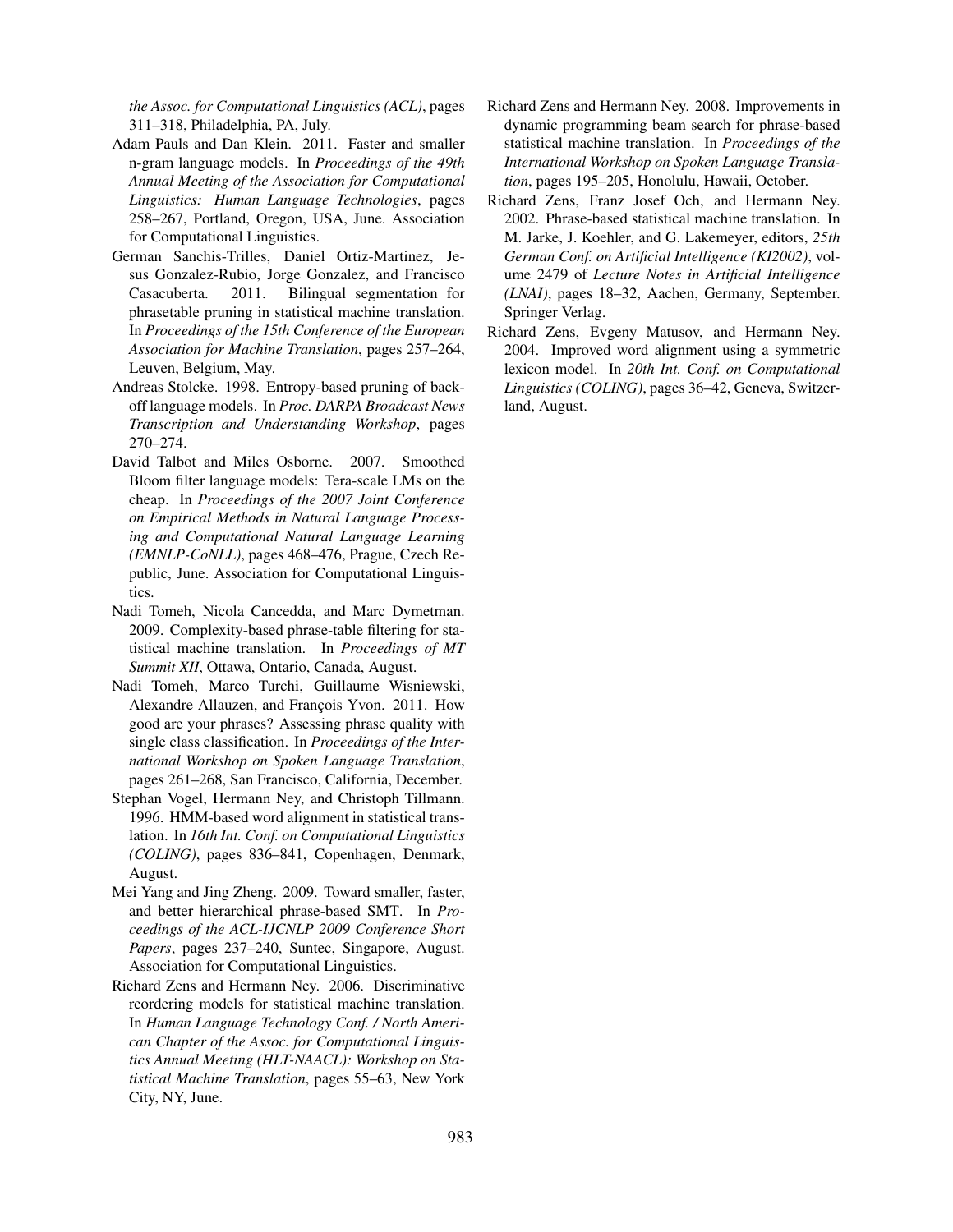*the Assoc. for Computational Linguistics (ACL)*, pages 311–318, Philadelphia, PA, July.

Adam Pauls and Dan Klein. 2011. Faster and smaller n-gram language models. In *Proceedings of the 49th Annual Meeting of the Association for Computational Linguistics: Human Language Technologies*, pages 258–267, Portland, Oregon, USA, June. Association for Computational Linguistics.

German Sanchis-Trilles, Daniel Ortiz-Martinez, Jesus Gonzalez-Rubio, Jorge Gonzalez, and Francisco Casacuberta. 2011. Bilingual segmentation for phrasetable pruning in statistical machine translation. In *Proceedings of the 15th Conference of the European Association for Machine Translation*, pages 257–264, Leuven, Belgium, May.

Andreas Stolcke. 1998. Entropy-based pruning of backoff language models. In *Proc. DARPA Broadcast News Transcription and Understanding Workshop*, pages 270–274.

David Talbot and Miles Osborne. 2007. Smoothed Bloom filter language models: Tera-scale LMs on the cheap. In *Proceedings of the 2007 Joint Conference on Empirical Methods in Natural Language Processing and Computational Natural Language Learning (EMNLP-CoNLL)*, pages 468–476, Prague, Czech Republic, June. Association for Computational Linguistics.

Nadi Tomeh, Nicola Cancedda, and Marc Dymetman. 2009. Complexity-based phrase-table filtering for statistical machine translation. In *Proceedings of MT Summit XII*, Ottawa, Ontario, Canada, August.

Nadi Tomeh, Marco Turchi, Guillaume Wisniewski, Alexandre Allauzen, and François Yvon. 2011. How good are your phrases? Assessing phrase quality with single class classification. In *Proceedings of the International Workshop on Spoken Language Translation*, pages 261–268, San Francisco, California, December.

Stephan Vogel, Hermann Ney, and Christoph Tillmann. 1996. HMM-based word alignment in statistical translation. In *16th Int. Conf. on Computational Linguistics (COLING)*, pages 836–841, Copenhagen, Denmark, August.

Mei Yang and Jing Zheng. 2009. Toward smaller, faster, and better hierarchical phrase-based SMT. In *Proceedings of the ACL-IJCNLP 2009 Conference Short Papers*, pages 237–240, Suntec, Singapore, August. Association for Computational Linguistics.

Richard Zens and Hermann Ney. 2006. Discriminative reordering models for statistical machine translation. In *Human Language Technology Conf. / North American Chapter of the Assoc. for Computational Linguistics Annual Meeting (HLT-NAACL): Workshop on Statistical Machine Translation*, pages 55–63, New York City, NY, June.

Richard Zens and Hermann Ney. 2008. Improvements in dynamic programming beam search for phrase-based statistical machine translation. In *Proceedings of the International Workshop on Spoken Language Translation*, pages 195–205, Honolulu, Hawaii, October.

Richard Zens, Franz Josef Och, and Hermann Ney. 2002. Phrase-based statistical machine translation. In M. Jarke, J. Koehler, and G. Lakemeyer, editors, *25th German Conf. on Artificial Intelligence (KI2002)*, volume 2479 of *Lecture Notes in Artificial Intelligence (LNAI)*, pages 18–32, Aachen, Germany, September. Springer Verlag.

Richard Zens, Evgeny Matusov, and Hermann Ney. 2004. Improved word alignment using a symmetric lexicon model. In *20th Int. Conf. on Computational Linguistics (COLING)*, pages 36–42, Geneva, Switzerland, August.